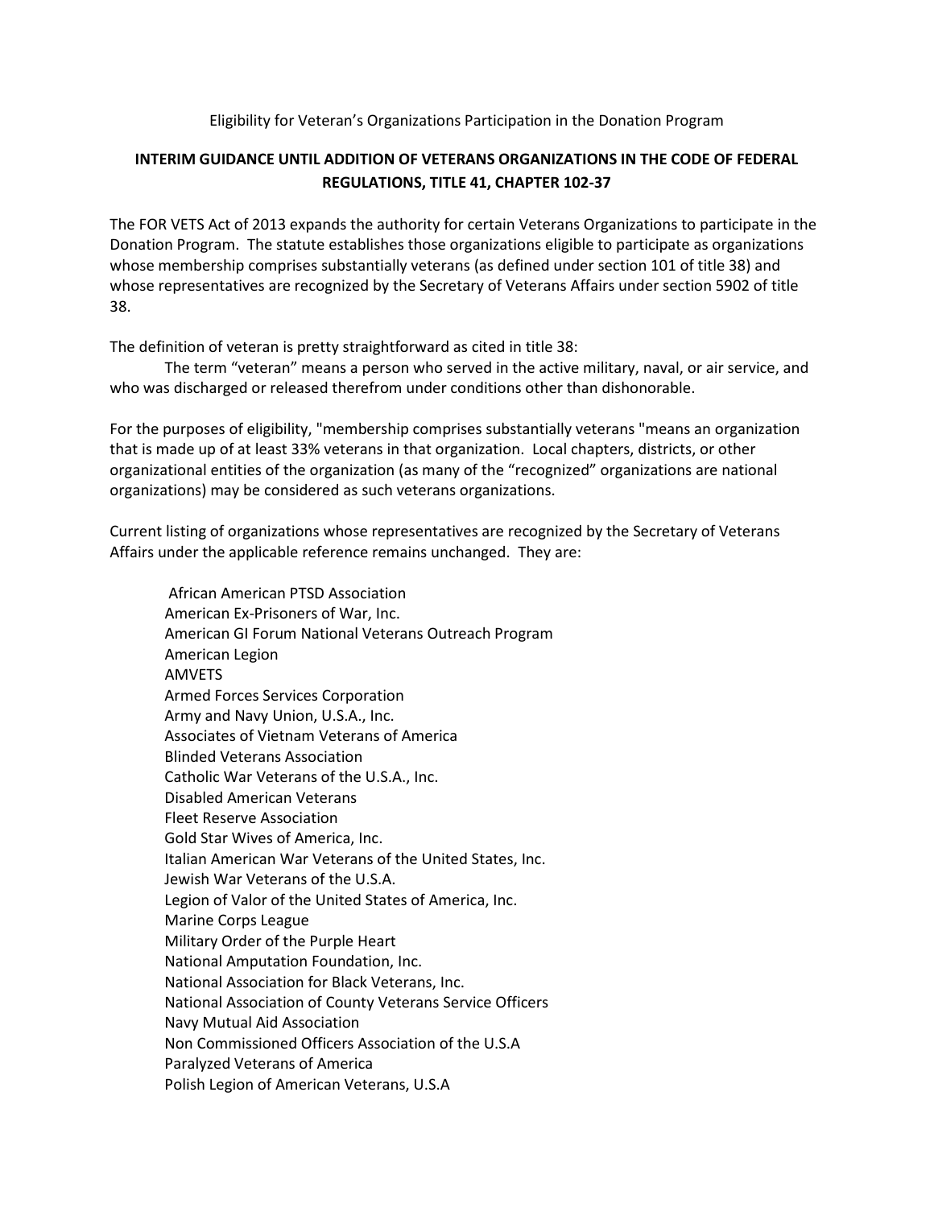Eligibility for Veteran's Organizations Participation in the Donation Program

## INTERIM GUIDANCE UNTIL ADDITION OF VETERANS ORGANIZATIONS IN THE CODE OF FEDERAL REGULATIONS, TITLE 41, CHAPTER 102-37

The FOR VETS Act of 2013 expands the authority for certain Veterans Organizations to participate in the Donation Program. The statute establishes those organizations eligible to participate as organizations whose membership comprises substantially veterans (as defined under section 101 of title 38) and whose representatives are recognized by the Secretary of Veterans Affairs under section 5902 of title 38.

The definition of veteran is pretty straightforward as cited in title 38:

> The term "veteran" means a person who served in the active military, naval, or air service, and who was discharged or released therefrom under conditions other than dishonorable.

For the purposes of eligibility, "membership comprises substantially veterans "means an organization that is made up of at least 33% veterans in that organization. Local chapters, districts, or other organizational entities of the organization (as many of the "recognized" organizations are national organizations) may be considered as such veterans organizations.

Current listing of organizations whose representatives are recognized by the Secretary of Veterans Affairs under the applicable reference remains unchanged. They are:

- African American PTSD Association
- American Ex-Prisoners of War, Inc.
- American GI Forum National Veterans Outreach Program
- American Legion
- AMVETS
- Armed Forces Services Corporation
- Army and Navy Union, U.S.A., Inc.
- Associates of Vietnam Veterans of America
- Blinded Veterans Association
- Catholic War Veterans of the U.S.A., Inc.
- Disabled American Veterans
- Fleet Reserve Association
- Gold Star Wives of America, Inc.
- Italian American War Veterans of the United States, Inc.
- Jewish War Veterans of the U.S.A.
- Legion of Valor of the United States of America, Inc.
- Marine Corps League
- Military Order of the Purple Heart
- National Amputation Foundation, Inc.
- National Association for Black Veterans, Inc.
- National Association of County Veterans Service Officers
- Navy Mutual Aid Association
- Non Commissioned Officers Association of the U.S.A
- Paralyzed Veterans of America
- Polish Legion of American Veterans, U.S.A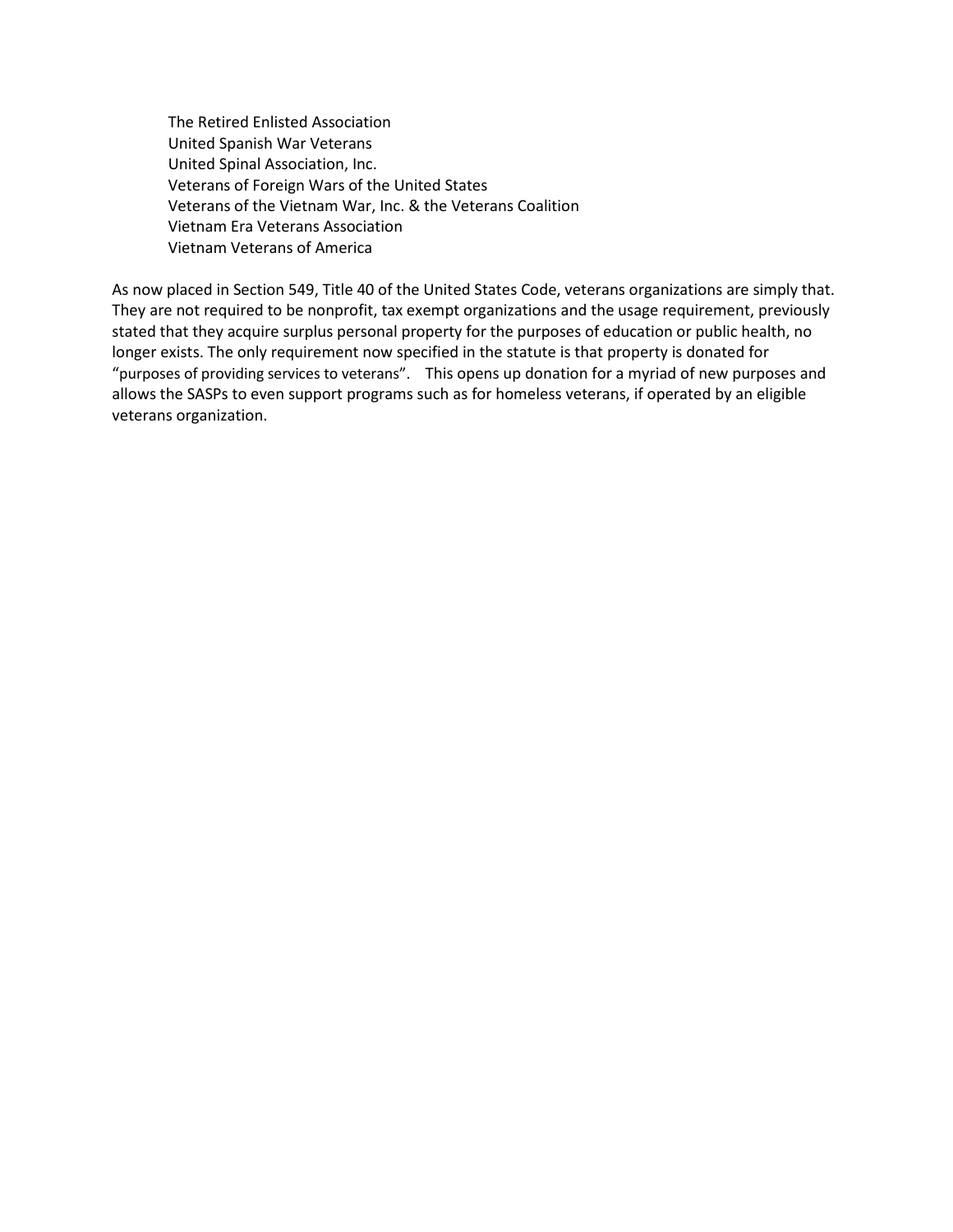- The Retired Enlisted Association
- United Spanish War Veterans
- United Spinal Association, Inc.
- Veterans of Foreign Wars of the United States
- Veterans of the Vietnam War, Inc. & the Veterans Coalition
- Vietnam Era Veterans Association
- Vietnam Veterans of America

As now placed in Section 549, Title 40 of the United States Code, veterans organizations are simply that. They are not required to be nonprofit, tax exempt organizations and the usage requirement, previously stated that they acquire surplus personal property for the purposes of education or public health, no longer exists. The only requirement now specified in the statute is that property is donated for "purposes of providing services to veterans". This opens up donation for a myriad of new purposes and allows the SASPs to even support programs such as for homeless veterans, if operated by an eligible veterans organization.